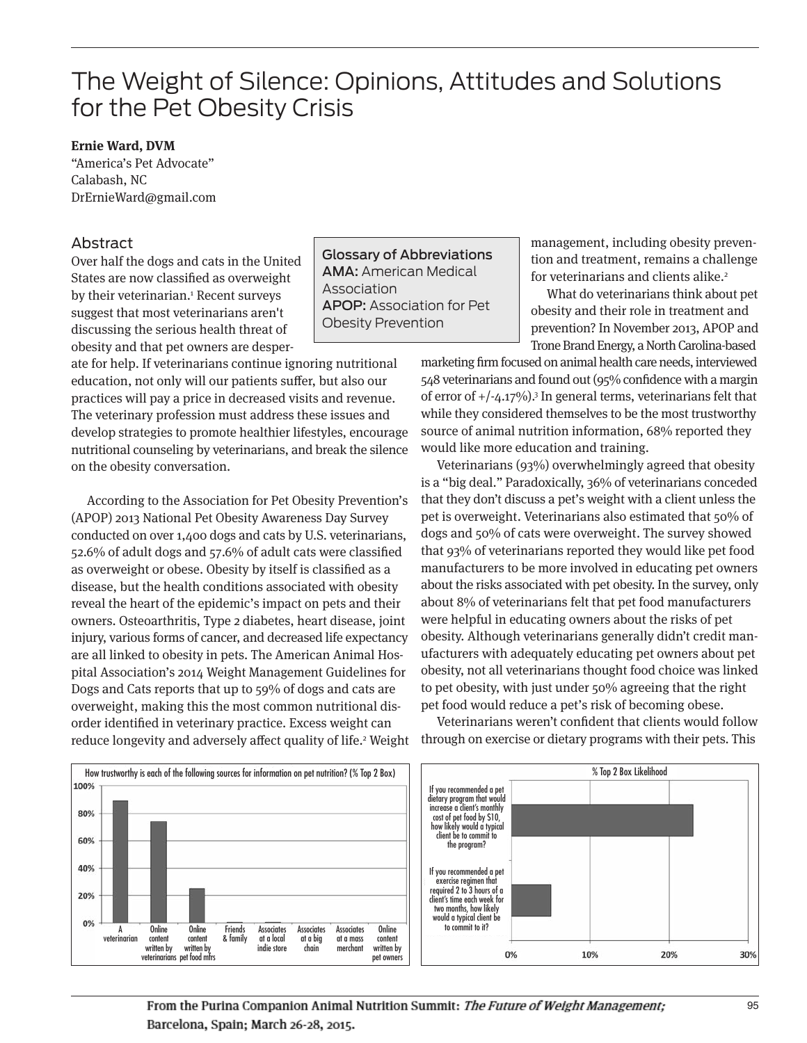# The Weight of Silence: Opinions, Attitudes and Solutions for the Pet Obesity Crisis

**Ernie Ward, DVM**
"America's Pet Advocate"
Calabash, NC
DrErnieWard@gmail.com

## Abstract

Over half the dogs and cats in the United States are now classified as overweight by their veterinarian.[1] Recent surveys suggest that most veterinarians aren't discussing the serious health threat of obesity and that pet owners are desperate for help. If veterinarians continue ignoring nutritional education, not only will our patients suffer, but also our practices will pay a price in decreased visits and revenue. The veterinary profession must address these issues and develop strategies to promote healthier lifestyles, encourage nutritional counseling by veterinarians, and break the silence on the obesity conversation.

> **Glossary of Abbreviations**
> **AMA:** American Medical Association
> **APOP:** Association for Pet Obesity Prevention

According to the Association for Pet Obesity Prevention's (APOP) 2013 National Pet Obesity Awareness Day Survey conducted on over 1,400 dogs and cats by U.S. veterinarians, 52.6% of adult dogs and 57.6% of adult cats were classified as overweight or obese. Obesity by itself is classified as a disease, but the health conditions associated with obesity reveal the heart of the epidemic's impact on pets and their owners. Osteoarthritis, Type 2 diabetes, heart disease, joint injury, various forms of cancer, and decreased life expectancy are all linked to obesity in pets. The American Animal Hospital Association's 2014 Weight Management Guidelines for Dogs and Cats reports that up to 59% of dogs and cats are overweight, making this the most common nutritional disorder identified in veterinary practice. Excess weight can reduce longevity and adversely affect quality of life.[2] Weight management, including obesity prevention and treatment, remains a challenge for veterinarians and clients alike.[2]

What do veterinarians think about pet obesity and their role in treatment and prevention? In November 2013, APOP and Trone Brand Energy, a North Carolina-based marketing firm focused on animal health care needs, interviewed 548 veterinarians and found out (95% confidence with a margin of error of +/-4.17%).[3] In general terms, veterinarians felt that while they considered themselves to be the most trustworthy source of animal nutrition information, 68% reported they would like more education and training.

Veterinarians (93%) overwhelmingly agreed that obesity is a "big deal." Paradoxically, 36% of veterinarians conceded that they don't discuss a pet's weight with a client unless the pet is overweight. Veterinarians also estimated that 50% of dogs and 50% of cats were overweight. The survey showed that 93% of veterinarians reported they would like pet food manufacturers to be more involved in educating pet owners about the risks associated with pet obesity. In the survey, only about 8% of veterinarians felt that pet food manufacturers were helpful in educating owners about the risks of pet obesity. Although veterinarians generally didn't credit manufacturers with adequately educating pet owners about pet obesity, not all veterinarians thought food choice was linked to pet obesity, with just under 50% agreeing that the right pet food would reduce a pet's risk of becoming obese.

Veterinarians weren't confident that clients would follow through on exercise or dietary programs with their pets. This

How trustworthy is each of the following sources for information on pet nutrition? (% Top 2 Box)

| Source | % Top 2 Box (approx.) |
|---|---|
| A veterinarian | ~89% |
| Online content written by veterinarians | ~74% |
| Online content written by pet food mfrs | ~25% |
| Friends & family | ~0% |
| Associates at a local indie store | ~0% |
| Associates at a big chain | 0% |
| Associates at a mass merchant | 0% |
| Online content written by pet owners | 0% |

% Top 2 Box Likelihood

| Question | % Top 2 Box (approx.) |
|---|---|
| If you recommended a pet dietary program that would increase a client's monthly cost of pet food by $10, how likely would a typical client be to commit to the program? | ~23% |
| If you recommended a pet exercise regimen that required 2 to 3 hours of a client's time each week for two months, how likely would a typical client be to commit to it? | ~5% |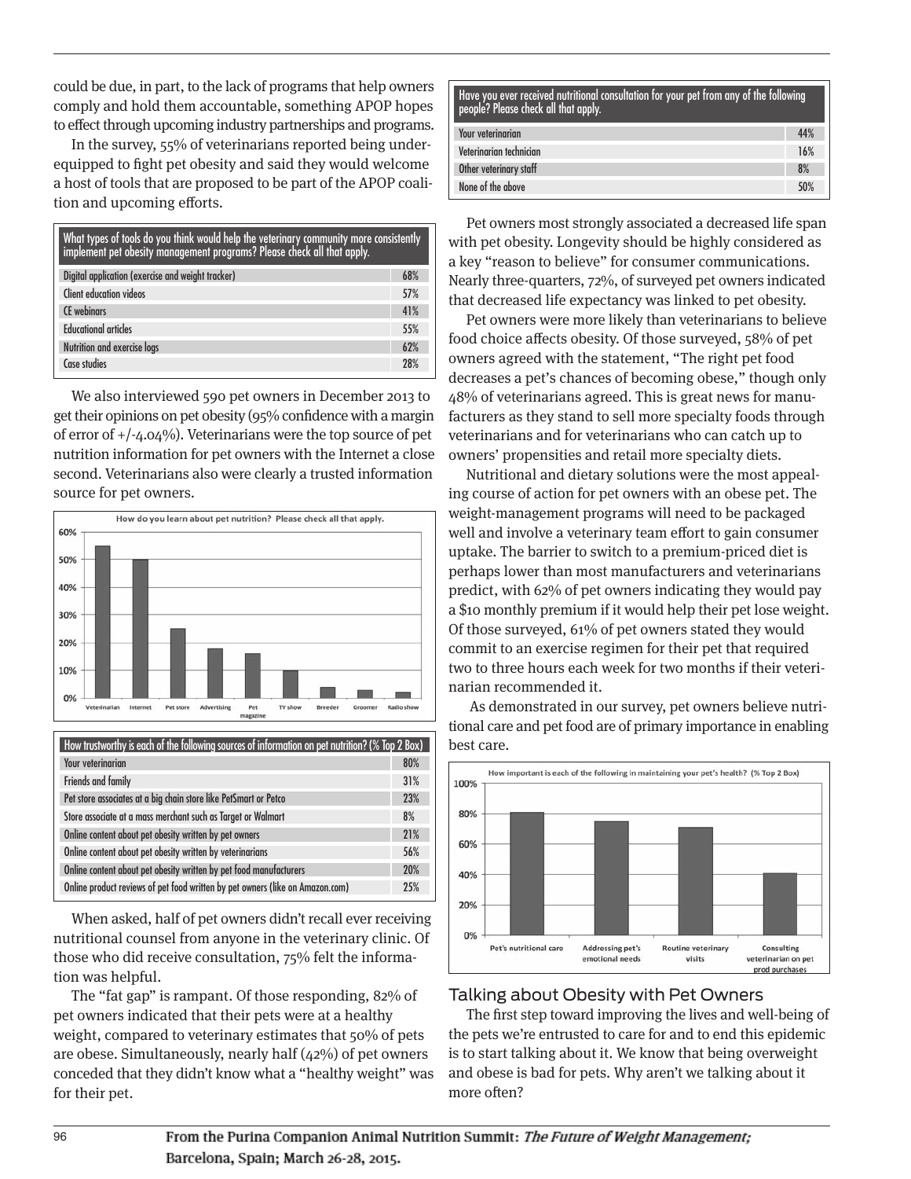could be due, in part, to the lack of programs that help owners comply and hold them accountable, something APOP hopes to effect through upcoming industry partnerships and programs.

In the survey, 55% of veterinarians reported being under-equipped to fight pet obesity and said they would welcome a host of tools that are proposed to be part of the APOP coalition and upcoming efforts.

| What types of tools do you think would help the veterinary community more consistently implement pet obesity management programs? Please check all that apply. | |
|---|---|
| Digital application (exercise and weight tracker) | 68% |
| Client education videos | 57% |
| CE webinars | 41% |
| Educational articles | 55% |
| Nutrition and exercise logs | 62% |
| Case studies | 28% |

We also interviewed 590 pet owners in December 2013 to get their opinions on pet obesity (95% confidence with a margin of error of +/-4.04%). Veterinarians were the top source of pet nutrition information for pet owners with the Internet a close second. Veterinarians also were clearly a trusted information source for pet owners.

| How trustworthy is each of the following sources of information on pet nutrition? (% Top 2 Box) | |
|---|---|
| Your veterinarian | 80% |
| Friends and family | 31% |
| Pet store associates at a big chain store like PetSmart or Petco | 23% |
| Store associate at a mass merchant such as Target or Walmart | 8% |
| Online content about pet obesity written by pet owners | 21% |
| Online content about pet obesity written by veterinarians | 56% |
| Online content about pet obesity written by pet food manufacturers | 20% |
| Online product reviews of pet food written by pet owners (like on Amazon.com) | 25% |

When asked, half of pet owners didn't recall ever receiving nutritional counsel from anyone in the veterinary clinic. Of those who did receive consultation, 75% felt the information was helpful.

The "fat gap" is rampant. Of those responding, 82% of pet owners indicated that their pets were at a healthy weight, compared to veterinary estimates that 50% of pets are obese. Simultaneously, nearly half (42%) of pet owners conceded that they didn't know what a "healthy weight" was for their pet.

| Have you ever received nutritional consultation for your pet from any of the following people? Please check all that apply. | |
|---|---|
| Your veterinarian | 44% |
| Veterinarian technician | 16% |
| Other veterinary staff | 8% |
| None of the above | 50% |

Pet owners most strongly associated a decreased life span with pet obesity. Longevity should be highly considered as a key "reason to believe" for consumer communications. Nearly three-quarters, 72%, of surveyed pet owners indicated that decreased life expectancy was linked to pet obesity.

Pet owners were more likely than veterinarians to believe food choice affects obesity. Of those surveyed, 58% of pet owners agreed with the statement, "The right pet food decreases a pet's chances of becoming obese," though only 48% of veterinarians agreed. This is great news for manufacturers as they stand to sell more specialty foods through veterinarians and for veterinarians who can catch up to owners' propensities and retail more specialty diets.

Nutritional and dietary solutions were the most appealing course of action for pet owners with an obese pet. The weight-management programs will need to be packaged well and involve a veterinary team effort to gain consumer uptake. The barrier to switch to a premium-priced diet is perhaps lower than most manufacturers and veterinarians predict, with 62% of pet owners indicating they would pay a $10 monthly premium if it would help their pet lose weight. Of those surveyed, 61% of pet owners stated they would commit to an exercise regimen for their pet that required two to three hours each week for two months if their veterinarian recommended it.

As demonstrated in our survey, pet owners believe nutritional care and pet food are of primary importance in enabling best care.

## Talking about Obesity with Pet Owners

The first step toward improving the lives and well-being of the pets we're entrusted to care for and to end this epidemic is to start talking about it. We know that being overweight and obese is bad for pets. Why aren't we talking about it more often?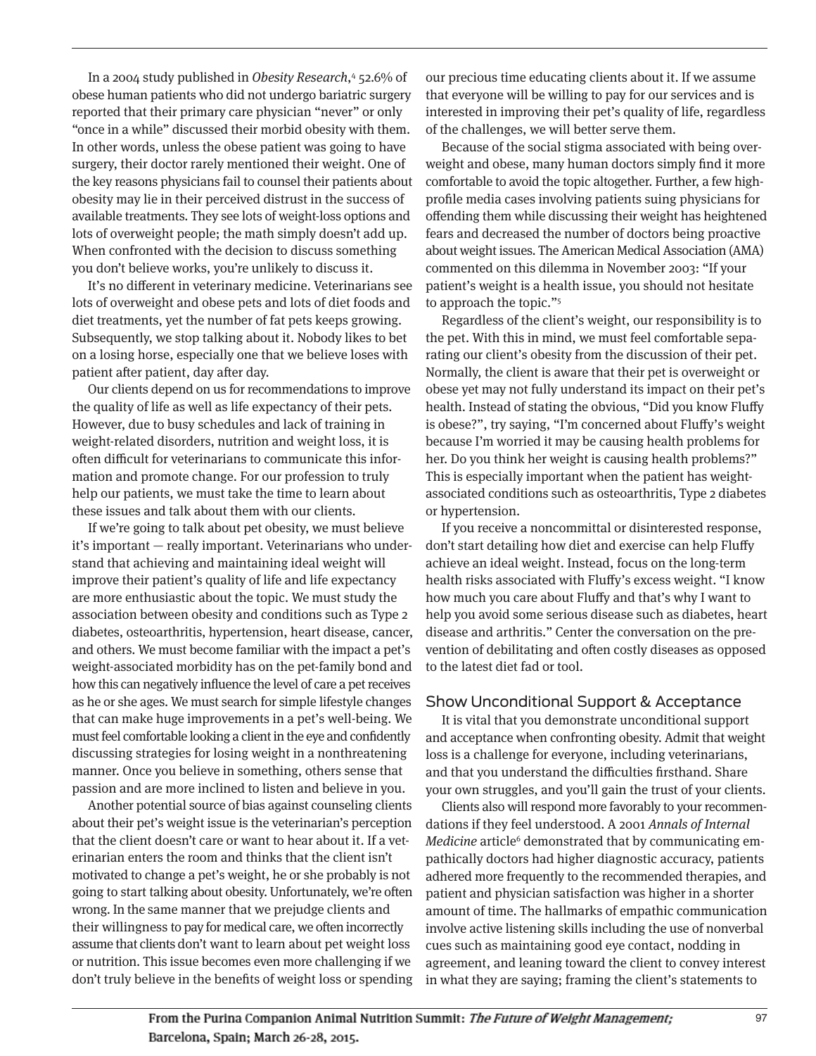In a 2004 study published in *Obesity Research*,[4] 52.6% of obese human patients who did not undergo bariatric surgery reported that their primary care physician "never" or only "once in a while" discussed their morbid obesity with them. In other words, unless the obese patient was going to have surgery, their doctor rarely mentioned their weight. One of the key reasons physicians fail to counsel their patients about obesity may lie in their perceived distrust in the success of available treatments. They see lots of weight-loss options and lots of overweight people; the math simply doesn't add up. When confronted with the decision to discuss something you don't believe works, you're unlikely to discuss it.

It's no different in veterinary medicine. Veterinarians see lots of overweight and obese pets and lots of diet foods and diet treatments, yet the number of fat pets keeps growing. Subsequently, we stop talking about it. Nobody likes to bet on a losing horse, especially one that we believe loses with patient after patient, day after day.

Our clients depend on us for recommendations to improve the quality of life as well as life expectancy of their pets. However, due to busy schedules and lack of training in weight-related disorders, nutrition and weight loss, it is often difficult for veterinarians to communicate this information and promote change. For our profession to truly help our patients, we must take the time to learn about these issues and talk about them with our clients.

If we're going to talk about pet obesity, we must believe it's important — really important. Veterinarians who understand that achieving and maintaining ideal weight will improve their patient's quality of life and life expectancy are more enthusiastic about the topic. We must study the association between obesity and conditions such as Type 2 diabetes, osteoarthritis, hypertension, heart disease, cancer, and others. We must become familiar with the impact a pet's weight-associated morbidity has on the pet-family bond and how this can negatively influence the level of care a pet receives as he or she ages. We must search for simple lifestyle changes that can make huge improvements in a pet's well-being. We must feel comfortable looking a client in the eye and confidently discussing strategies for losing weight in a nonthreatening manner. Once you believe in something, others sense that passion and are more inclined to listen and believe in you.

Another potential source of bias against counseling clients about their pet's weight issue is the veterinarian's perception that the client doesn't care or want to hear about it. If a veterinarian enters the room and thinks that the client isn't motivated to change a pet's weight, he or she probably is not going to start talking about obesity. Unfortunately, we're often wrong. In the same manner that we prejudge clients and their willingness to pay for medical care, we often incorrectly assume that clients don't want to learn about pet weight loss or nutrition. This issue becomes even more challenging if we don't truly believe in the benefits of weight loss or spending our precious time educating clients about it. If we assume that everyone will be willing to pay for our services and is interested in improving their pet's quality of life, regardless of the challenges, we will better serve them.

Because of the social stigma associated with being overweight and obese, many human doctors simply find it more comfortable to avoid the topic altogether. Further, a few high-profile media cases involving patients suing physicians for offending them while discussing their weight has heightened fears and decreased the number of doctors being proactive about weight issues. The American Medical Association (AMA) commented on this dilemma in November 2003: "If your patient's weight is a health issue, you should not hesitate to approach the topic."[5]

Regardless of the client's weight, our responsibility is to the pet. With this in mind, we must feel comfortable separating our client's obesity from the discussion of their pet. Normally, the client is aware that their pet is overweight or obese yet may not fully understand its impact on their pet's health. Instead of stating the obvious, "Did you know Fluffy is obese?", try saying, "I'm concerned about Fluffy's weight because I'm worried it may be causing health problems for her. Do you think her weight is causing health problems?" This is especially important when the patient has weight-associated conditions such as osteoarthritis, Type 2 diabetes or hypertension.

If you receive a noncommittal or disinterested response, don't start detailing how diet and exercise can help Fluffy achieve an ideal weight. Instead, focus on the long-term health risks associated with Fluffy's excess weight. "I know how much you care about Fluffy and that's why I want to help you avoid some serious disease such as diabetes, heart disease and arthritis." Center the conversation on the prevention of debilitating and often costly diseases as opposed to the latest diet fad or tool.

## Show Unconditional Support & Acceptance

It is vital that you demonstrate unconditional support and acceptance when confronting obesity. Admit that weight loss is a challenge for everyone, including veterinarians, and that you understand the difficulties firsthand. Share your own struggles, and you'll gain the trust of your clients.

Clients also will respond more favorably to your recommendations if they feel understood. A 2001 *Annals of Internal Medicine* article[6] demonstrated that by communicating empathically doctors had higher diagnostic accuracy, patients adhered more frequently to the recommended therapies, and patient and physician satisfaction was higher in a shorter amount of time. The hallmarks of empathic communication involve active listening skills including the use of nonverbal cues such as maintaining good eye contact, nodding in agreement, and leaning toward the client to convey interest in what they are saying; framing the client's statements to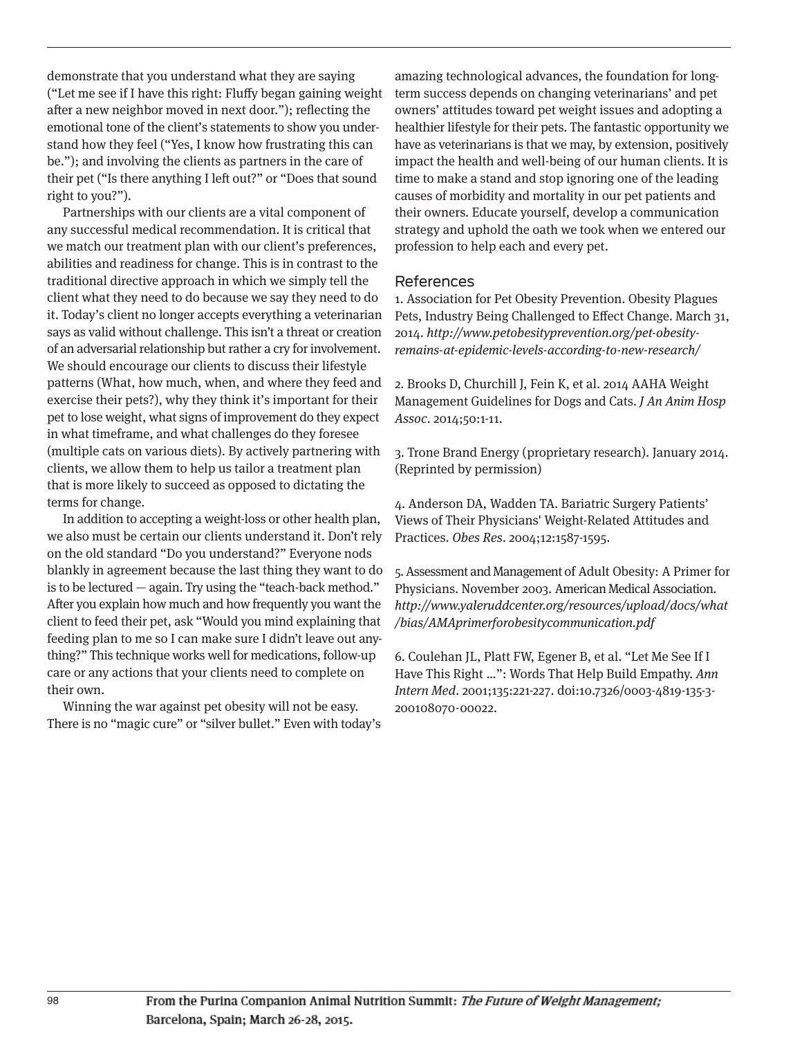demonstrate that you understand what they are saying ("Let me see if I have this right: Fluffy began gaining weight after a new neighbor moved in next door."); reflecting the emotional tone of the client's statements to show you understand how they feel ("Yes, I know how frustrating this can be."); and involving the clients as partners in the care of their pet ("Is there anything I left out?" or "Does that sound right to you?").

Partnerships with our clients are a vital component of any successful medical recommendation. It is critical that we match our treatment plan with our client's preferences, abilities and readiness for change. This is in contrast to the traditional directive approach in which we simply tell the client what they need to do because we say they need to do it. Today's client no longer accepts everything a veterinarian says as valid without challenge. This isn't a threat or creation of an adversarial relationship but rather a cry for involvement. We should encourage our clients to discuss their lifestyle patterns (What, how much, when, and where they feed and exercise their pets?), why they think it's important for their pet to lose weight, what signs of improvement do they expect in what timeframe, and what challenges do they foresee (multiple cats on various diets). By actively partnering with clients, we allow them to help us tailor a treatment plan that is more likely to succeed as opposed to dictating the terms for change.

In addition to accepting a weight-loss or other health plan, we also must be certain our clients understand it. Don't rely on the old standard "Do you understand?" Everyone nods blankly in agreement because the last thing they want to do is to be lectured — again. Try using the "teach-back method." After you explain how much and how frequently you want the client to feed their pet, ask "Would you mind explaining that feeding plan to me so I can make sure I didn't leave out anything?" This technique works well for medications, follow-up care or any actions that your clients need to complete on their own.

Winning the war against pet obesity will not be easy. There is no "magic cure" or "silver bullet." Even with today's amazing technological advances, the foundation for long-term success depends on changing veterinarians' and pet owners' attitudes toward pet weight issues and adopting a healthier lifestyle for their pets. The fantastic opportunity we have as veterinarians is that we may, by extension, positively impact the health and well-being of our human clients. It is time to make a stand and stop ignoring one of the leading causes of morbidity and mortality in our pet patients and their owners. Educate yourself, develop a communication strategy and uphold the oath we took when we entered our profession to help each and every pet.

## References

1. Association for Pet Obesity Prevention. Obesity Plagues Pets, Industry Being Challenged to Effect Change. March 31, 2014. *http://www.petobesityprevention.org/pet-obesity-remains-at-epidemic-levels-according-to-new-research/*

2. Brooks D, Churchill J, Fein K, et al. 2014 AAHA Weight Management Guidelines for Dogs and Cats. *J An Anim Hosp Assoc*. 2014;50:1-11.

3. Trone Brand Energy (proprietary research). January 2014. (Reprinted by permission)

4. Anderson DA, Wadden TA. Bariatric Surgery Patients' Views of Their Physicians' Weight-Related Attitudes and Practices. *Obes Res*. 2004;12:1587-1595.

5. Assessment and Management of Adult Obesity: A Primer for Physicians. November 2003. American Medical Association. *http://www.yaleruddcenter.org/resources/upload/docs/what/bias/AMAprimerforobesitycommunication.pdf*

6. Coulehan JL, Platt FW, Egener B, et al. "Let Me See If I Have This Right …": Words That Help Build Empathy. *Ann Intern Med*. 2001;135:221-227. doi:10.7326/0003-4819-135-3-200108070-00022.